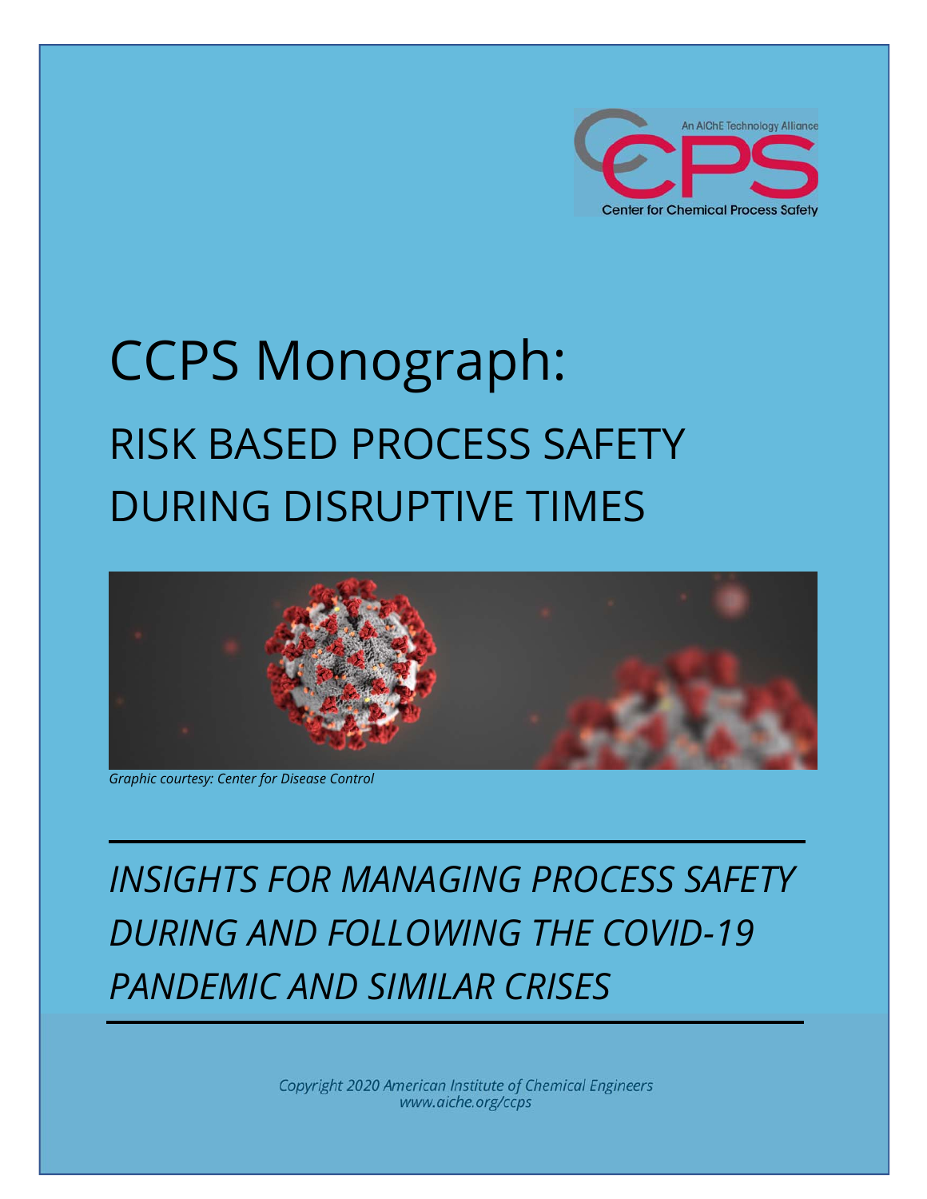An AIChE Technology Alliance

Center for Chemical Process Safety

# CCPS Monograph:

## RISK BASED PROCESS SAFETY DURING DISRUPTIVE TIMES

*Graphic courtesy: Center for Disease Control*

---

*INSIGHTS FOR MANAGING PROCESS SAFETY DURING AND FOLLOWING THE COVID-19 PANDEMIC AND SIMILAR CRISES*

---

*Copyright 2020 American Institute of Chemical Engineers*
*www.aiche.org/ccps*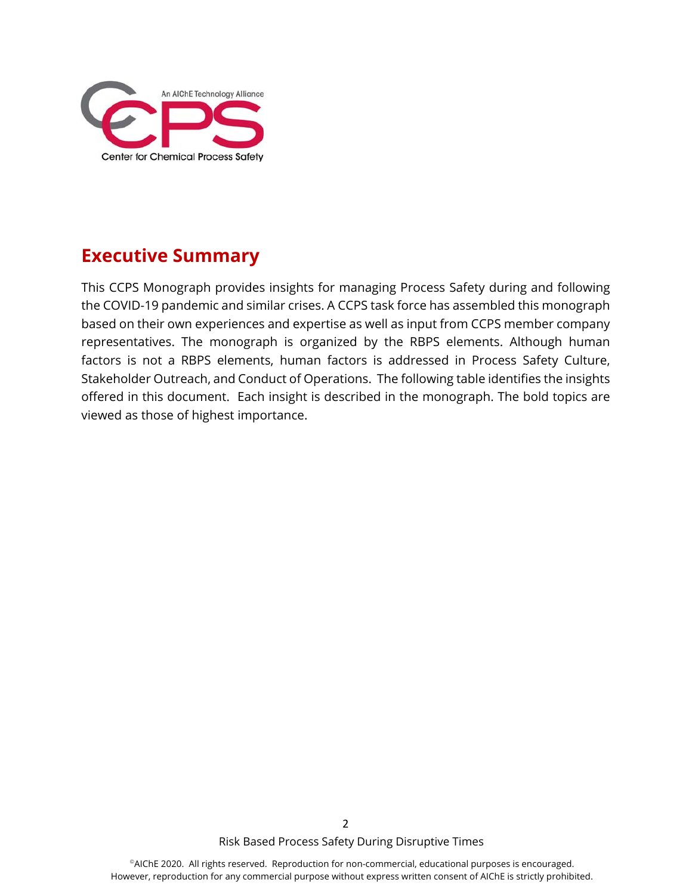## Executive Summary

This CCPS Monograph provides insights for managing Process Safety during and following the COVID-19 pandemic and similar crises. A CCPS task force has assembled this monograph based on their own experiences and expertise as well as input from CCPS member company representatives. The monograph is organized by the RBPS elements. Although human factors is not a RBPS elements, human factors is addressed in Process Safety Culture, Stakeholder Outreach, and Conduct of Operations. The following table identifies the insights offered in this document. Each insight is described in the monograph. The bold topics are viewed as those of highest importance.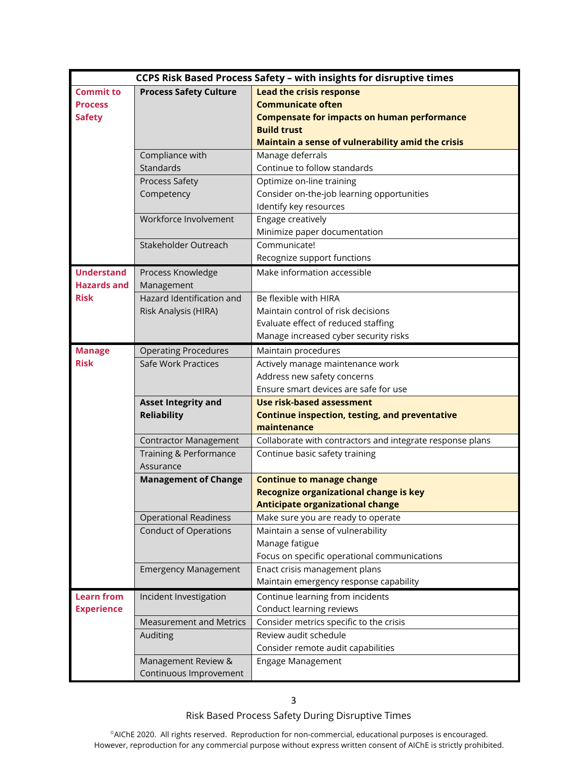| CCPS Risk Based Process Safety – with insights for disruptive times | | |
|---|---|---|
| **Commit to Process Safety** | **Process Safety Culture** | **Lead the crisis response**<br>**Communicate often**<br>**Compensate for impacts on human performance**<br>**Build trust**<br>**Maintain a sense of vulnerability amid the crisis** |
| | Compliance with Standards | Manage deferrals<br>Continue to follow standards |
| | Process Safety Competency | Optimize on-line training<br>Consider on-the-job learning opportunities<br>Identify key resources |
| | Workforce Involvement | Engage creatively<br>Minimize paper documentation |
| | Stakeholder Outreach | Communicate!<br>Recognize support functions |
| **Understand Hazards and Risk** | Process Knowledge Management | Make information accessible |
| | Hazard Identification and Risk Analysis (HIRA) | Be flexible with HIRA<br>Maintain control of risk decisions<br>Evaluate effect of reduced staffing<br>Manage increased cyber security risks |
| **Manage Risk** | Operating Procedures | Maintain procedures |
| | Safe Work Practices | Actively manage maintenance work<br>Address new safety concerns<br>Ensure smart devices are safe for use |
| | **Asset Integrity and Reliability** | **Use risk-based assessment**<br>**Continue inspection, testing, and preventative maintenance** |
| | Contractor Management | Collaborate with contractors and integrate response plans |
| | Training & Performance Assurance | Continue basic safety training |
| | **Management of Change** | **Continue to manage change**<br>**Recognize organizational change is key**<br>**Anticipate organizational change** |
| | Operational Readiness | Make sure you are ready to operate |
| | Conduct of Operations | Maintain a sense of vulnerability<br>Manage fatigue<br>Focus on specific operational communications |
| | Emergency Management | Enact crisis management plans<br>Maintain emergency response capability |
| **Learn from Experience** | Incident Investigation | Continue learning from incidents<br>Conduct learning reviews |
| | Measurement and Metrics | Consider metrics specific to the crisis |
| | Auditing | Review audit schedule<br>Consider remote audit capabilities |
| | Management Review & Continuous Improvement | Engage Management |

©AIChE 2020. All rights reserved. Reproduction for non-commercial, educational purposes is encouraged. However, reproduction for any commercial purpose without express written consent of AIChE is strictly prohibited.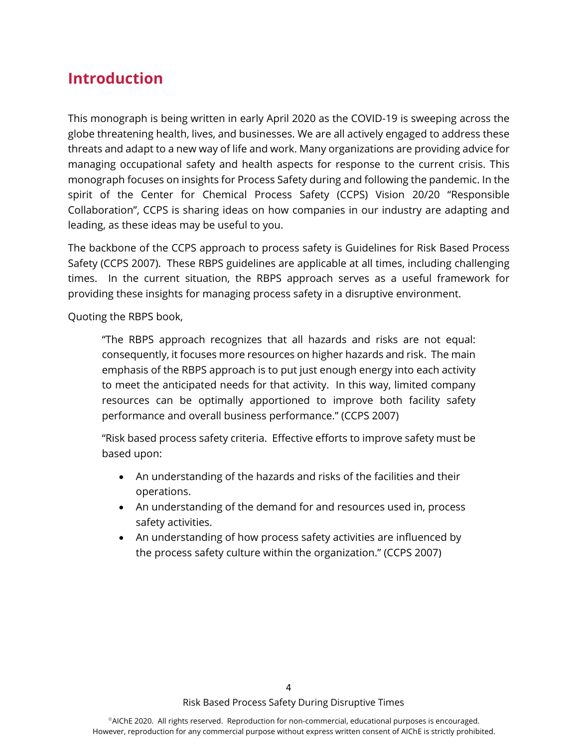## Introduction

This monograph is being written in early April 2020 as the COVID-19 is sweeping across the globe threatening health, lives, and businesses. We are all actively engaged to address these threats and adapt to a new way of life and work. Many organizations are providing advice for managing occupational safety and health aspects for response to the current crisis. This monograph focuses on insights for Process Safety during and following the pandemic. In the spirit of the Center for Chemical Process Safety (CCPS) Vision 20/20 "Responsible Collaboration", CCPS is sharing ideas on how companies in our industry are adapting and leading, as these ideas may be useful to you.

The backbone of the CCPS approach to process safety is Guidelines for Risk Based Process Safety (CCPS 2007). These RBPS guidelines are applicable at all times, including challenging times. In the current situation, the RBPS approach serves as a useful framework for providing these insights for managing process safety in a disruptive environment.

Quoting the RBPS book,

> "The RBPS approach recognizes that all hazards and risks are not equal: consequently, it focuses more resources on higher hazards and risk. The main emphasis of the RBPS approach is to put just enough energy into each activity to meet the anticipated needs for that activity. In this way, limited company resources can be optimally apportioned to improve both facility safety performance and overall business performance." (CCPS 2007)
>
> "Risk based process safety criteria. Effective efforts to improve safety must be based upon:
>
> - An understanding of the hazards and risks of the facilities and their operations.
> - An understanding of the demand for and resources used in, process safety activities.
> - An understanding of how process safety activities are influenced by the process safety culture within the organization." (CCPS 2007)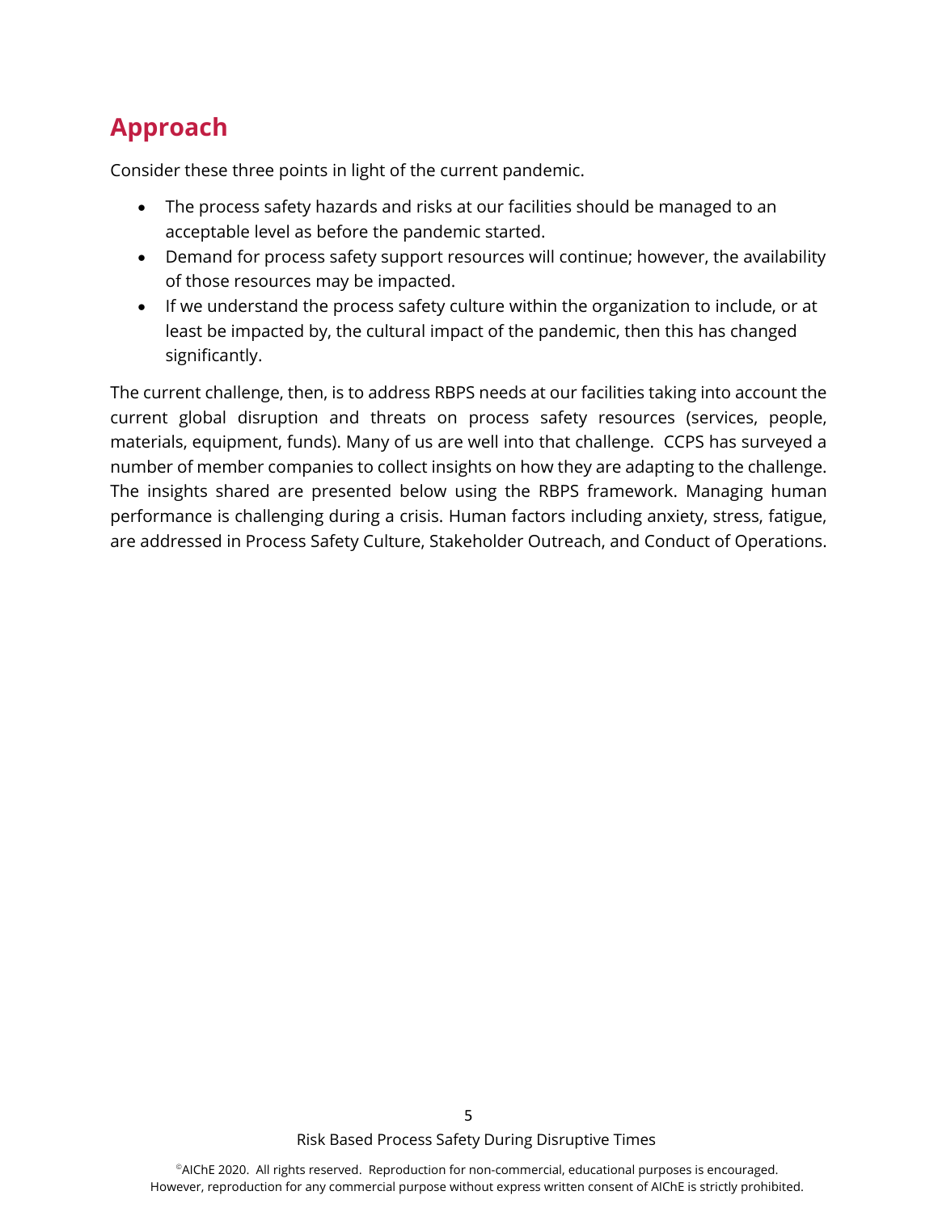## Approach

Consider these three points in light of the current pandemic.

- The process safety hazards and risks at our facilities should be managed to an acceptable level as before the pandemic started.
- Demand for process safety support resources will continue; however, the availability of those resources may be impacted.
- If we understand the process safety culture within the organization to include, or at least be impacted by, the cultural impact of the pandemic, then this has changed significantly.

The current challenge, then, is to address RBPS needs at our facilities taking into account the current global disruption and threats on process safety resources (services, people, materials, equipment, funds). Many of us are well into that challenge. CCPS has surveyed a number of member companies to collect insights on how they are adapting to the challenge. The insights shared are presented below using the RBPS framework. Managing human performance is challenging during a crisis. Human factors including anxiety, stress, fatigue, are addressed in Process Safety Culture, Stakeholder Outreach, and Conduct of Operations.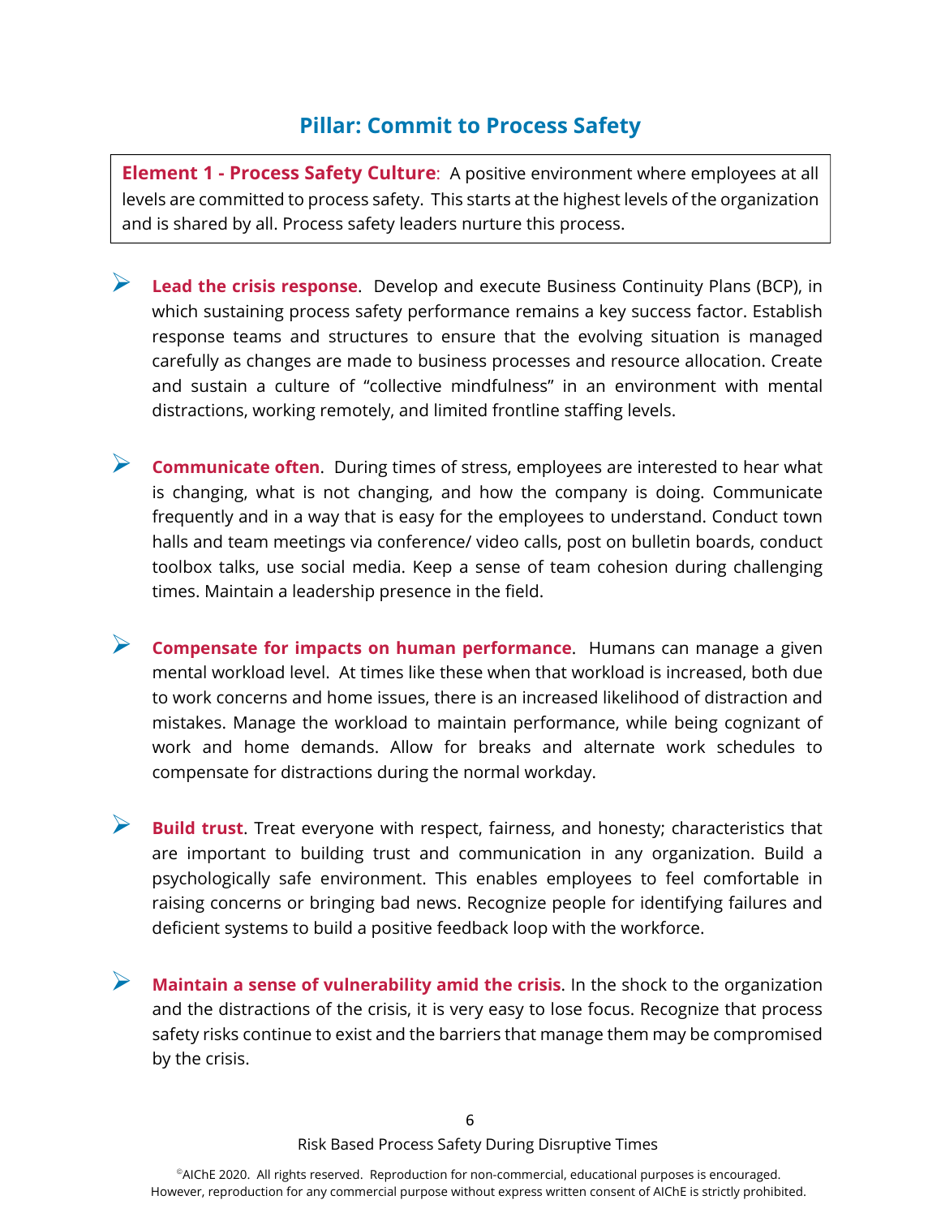## Pillar: Commit to Process Safety

**Element 1 - Process Safety Culture**: A positive environment where employees at all levels are committed to process safety. This starts at the highest levels of the organization and is shared by all. Process safety leaders nurture this process.

- **Lead the crisis response**. Develop and execute Business Continuity Plans (BCP), in which sustaining process safety performance remains a key success factor. Establish response teams and structures to ensure that the evolving situation is managed carefully as changes are made to business processes and resource allocation. Create and sustain a culture of "collective mindfulness" in an environment with mental distractions, working remotely, and limited frontline staffing levels.

- **Communicate often**. During times of stress, employees are interested to hear what is changing, what is not changing, and how the company is doing. Communicate frequently and in a way that is easy for the employees to understand. Conduct town halls and team meetings via conference/ video calls, post on bulletin boards, conduct toolbox talks, use social media. Keep a sense of team cohesion during challenging times. Maintain a leadership presence in the field.

- **Compensate for impacts on human performance**. Humans can manage a given mental workload level. At times like these when that workload is increased, both due to work concerns and home issues, there is an increased likelihood of distraction and mistakes. Manage the workload to maintain performance, while being cognizant of work and home demands. Allow for breaks and alternate work schedules to compensate for distractions during the normal workday.

- **Build trust**. Treat everyone with respect, fairness, and honesty; characteristics that are important to building trust and communication in any organization. Build a psychologically safe environment. This enables employees to feel comfortable in raising concerns or bringing bad news. Recognize people for identifying failures and deficient systems to build a positive feedback loop with the workforce.

- **Maintain a sense of vulnerability amid the crisis**. In the shock to the organization and the distractions of the crisis, it is very easy to lose focus. Recognize that process safety risks continue to exist and the barriers that manage them may be compromised by the crisis.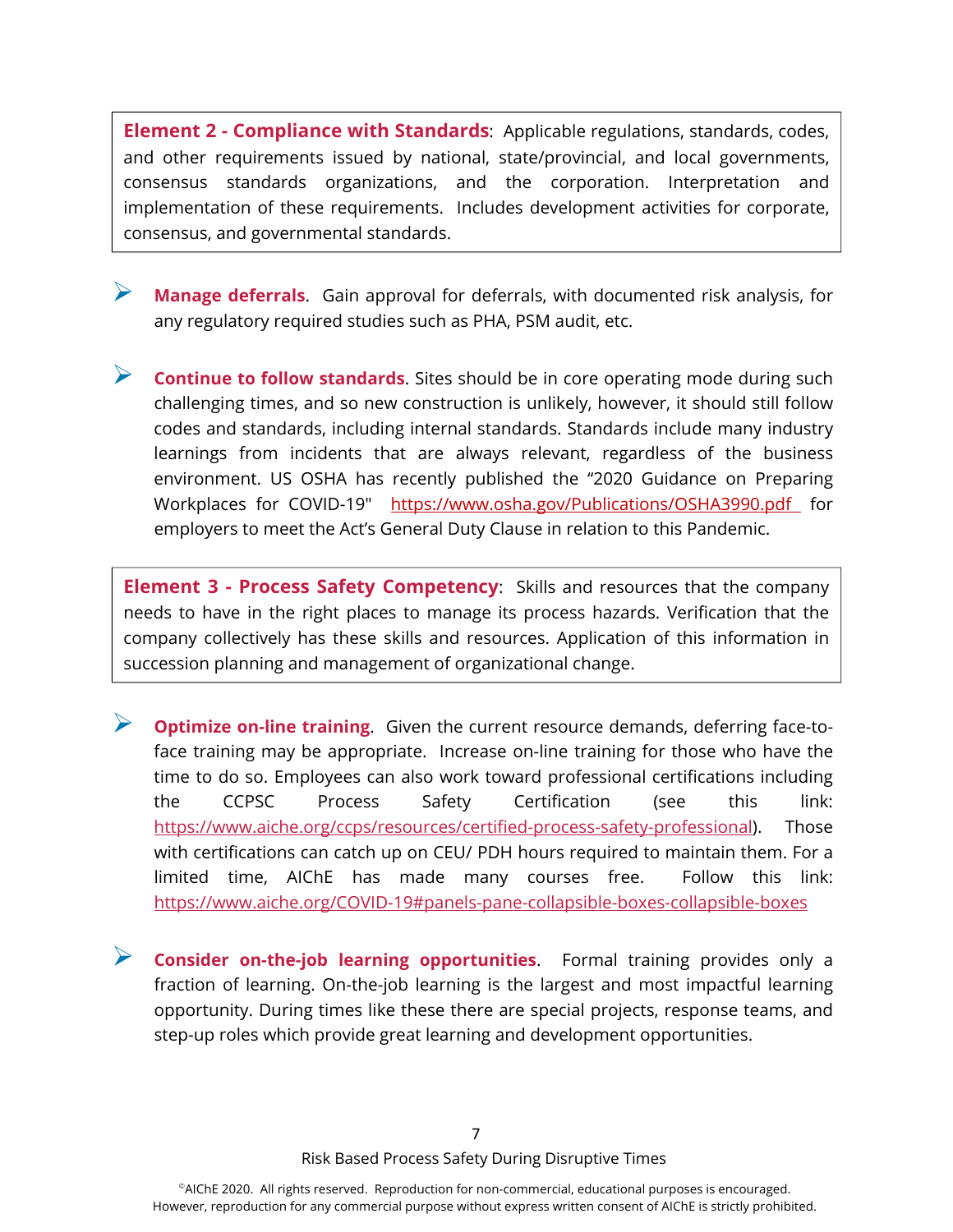**Element 2 - Compliance with Standards**: Applicable regulations, standards, codes, and other requirements issued by national, state/provincial, and local governments, consensus standards organizations, and the corporation. Interpretation and implementation of these requirements. Includes development activities for corporate, consensus, and governmental standards.

- **Manage deferrals**. Gain approval for deferrals, with documented risk analysis, for any regulatory required studies such as PHA, PSM audit, etc.

- **Continue to follow standards**. Sites should be in core operating mode during such challenging times, and so new construction is unlikely, however, it should still follow codes and standards, including internal standards. Standards include many industry learnings from incidents that are always relevant, regardless of the business environment. US OSHA has recently published the "2020 Guidance on Preparing Workplaces for COVID-19" https://www.osha.gov/Publications/OSHA3990.pdf for employers to meet the Act's General Duty Clause in relation to this Pandemic.

**Element 3 - Process Safety Competency**: Skills and resources that the company needs to have in the right places to manage its process hazards. Verification that the company collectively has these skills and resources. Application of this information in succession planning and management of organizational change.

- **Optimize on-line training**. Given the current resource demands, deferring face-to-face training may be appropriate. Increase on-line training for those who have the time to do so. Employees can also work toward professional certifications including the CCPSC Process Safety Certification (see this link: https://www.aiche.org/ccps/resources/certified-process-safety-professional). Those with certifications can catch up on CEU/ PDH hours required to maintain them. For a limited time, AIChE has made many courses free. Follow this link: https://www.aiche.org/COVID-19#panels-pane-collapsible-boxes-collapsible-boxes

- **Consider on-the-job learning opportunities**. Formal training provides only a fraction of learning. On-the-job learning is the largest and most impactful learning opportunity. During times like these there are special projects, response teams, and step-up roles which provide great learning and development opportunities.

©AIChE 2020. All rights reserved. Reproduction for non-commercial, educational purposes is encouraged. However, reproduction for any commercial purpose without express written consent of AIChE is strictly prohibited.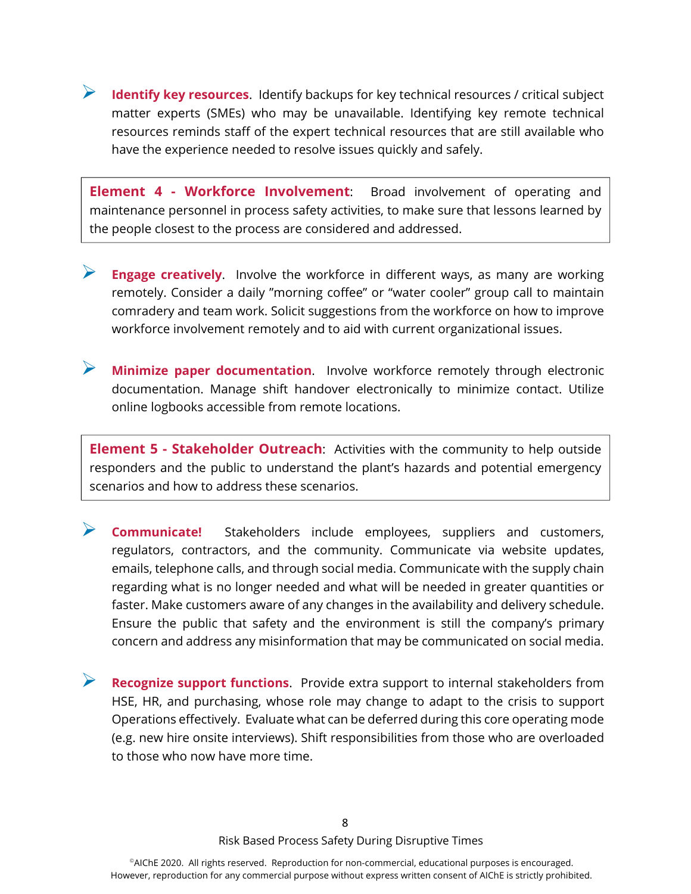- **Identify key resources**. Identify backups for key technical resources / critical subject matter experts (SMEs) who may be unavailable. Identifying key remote technical resources reminds staff of the expert technical resources that are still available who have the experience needed to resolve issues quickly and safely.

> **Element 4 - Workforce Involvement**: Broad involvement of operating and maintenance personnel in process safety activities, to make sure that lessons learned by the people closest to the process are considered and addressed.

- **Engage creatively**. Involve the workforce in different ways, as many are working remotely. Consider a daily "morning coffee" or "water cooler" group call to maintain comradery and team work. Solicit suggestions from the workforce on how to improve workforce involvement remotely and to aid with current organizational issues.

- **Minimize paper documentation**. Involve workforce remotely through electronic documentation. Manage shift handover electronically to minimize contact. Utilize online logbooks accessible from remote locations.

> **Element 5 - Stakeholder Outreach**: Activities with the community to help outside responders and the public to understand the plant's hazards and potential emergency scenarios and how to address these scenarios.

- **Communicate!** Stakeholders include employees, suppliers and customers, regulators, contractors, and the community. Communicate via website updates, emails, telephone calls, and through social media. Communicate with the supply chain regarding what is no longer needed and what will be needed in greater quantities or faster. Make customers aware of any changes in the availability and delivery schedule. Ensure the public that safety and the environment is still the company's primary concern and address any misinformation that may be communicated on social media.

- **Recognize support functions**. Provide extra support to internal stakeholders from HSE, HR, and purchasing, whose role may change to adapt to the crisis to support Operations effectively. Evaluate what can be deferred during this core operating mode (e.g. new hire onsite interviews). Shift responsibilities from those who are overloaded to those who now have more time.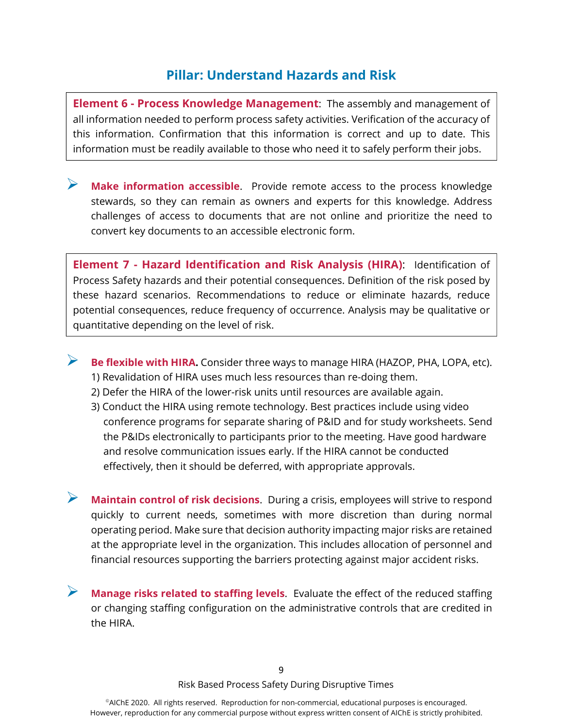## Pillar: Understand Hazards and Risk

**Element 6 - Process Knowledge Management**: The assembly and management of all information needed to perform process safety activities. Verification of the accuracy of this information. Confirmation that this information is correct and up to date. This information must be readily available to those who need it to safely perform their jobs.

- **Make information accessible**. Provide remote access to the process knowledge stewards, so they can remain as owners and experts for this knowledge. Address challenges of access to documents that are not online and prioritize the need to convert key documents to an accessible electronic form.

**Element 7 - Hazard Identification and Risk Analysis (HIRA)**: Identification of Process Safety hazards and their potential consequences. Definition of the risk posed by these hazard scenarios. Recommendations to reduce or eliminate hazards, reduce potential consequences, reduce frequency of occurrence. Analysis may be qualitative or quantitative depending on the level of risk.

- **Be flexible with HIRA.** Consider three ways to manage HIRA (HAZOP, PHA, LOPA, etc).
  1) Revalidation of HIRA uses much less resources than re-doing them.
  2) Defer the HIRA of the lower-risk units until resources are available again.
  3) Conduct the HIRA using remote technology. Best practices include using video conference programs for separate sharing of P&ID and for study worksheets. Send the P&IDs electronically to participants prior to the meeting. Have good hardware and resolve communication issues early. If the HIRA cannot be conducted effectively, then it should be deferred, with appropriate approvals.

- **Maintain control of risk decisions**. During a crisis, employees will strive to respond quickly to current needs, sometimes with more discretion than during normal operating period. Make sure that decision authority impacting major risks are retained at the appropriate level in the organization. This includes allocation of personnel and financial resources supporting the barriers protecting against major accident risks.

- **Manage risks related to staffing levels**. Evaluate the effect of the reduced staffing or changing staffing configuration on the administrative controls that are credited in the HIRA.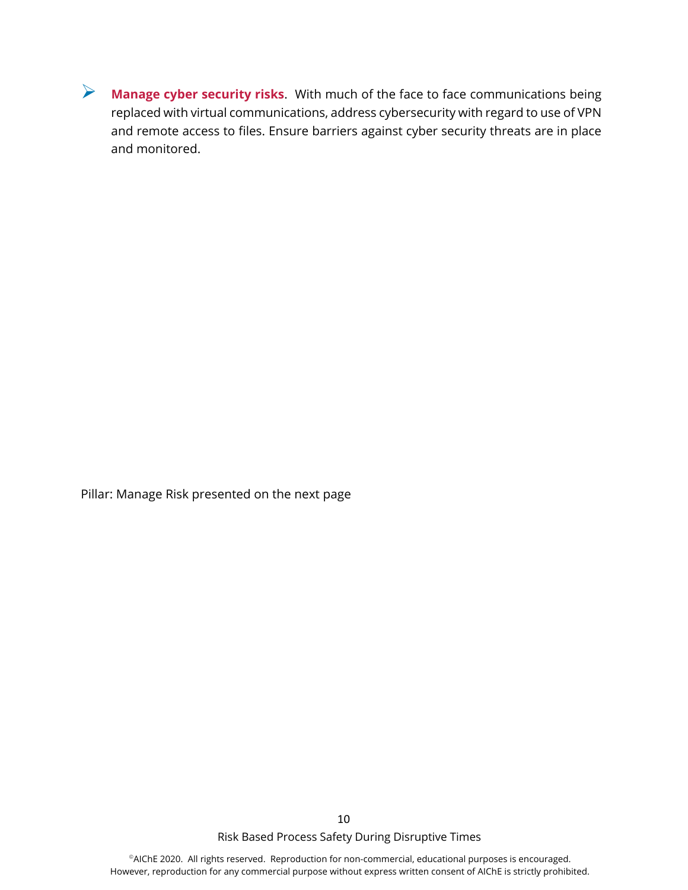- **Manage cyber security risks**. With much of the face to face communications being replaced with virtual communications, address cybersecurity with regard to use of VPN and remote access to files. Ensure barriers against cyber security threats are in place and monitored.

Pillar: Manage Risk presented on the next page

©AIChE 2020. All rights reserved. Reproduction for non-commercial, educational purposes is encouraged. However, reproduction for any commercial purpose without express written consent of AIChE is strictly prohibited.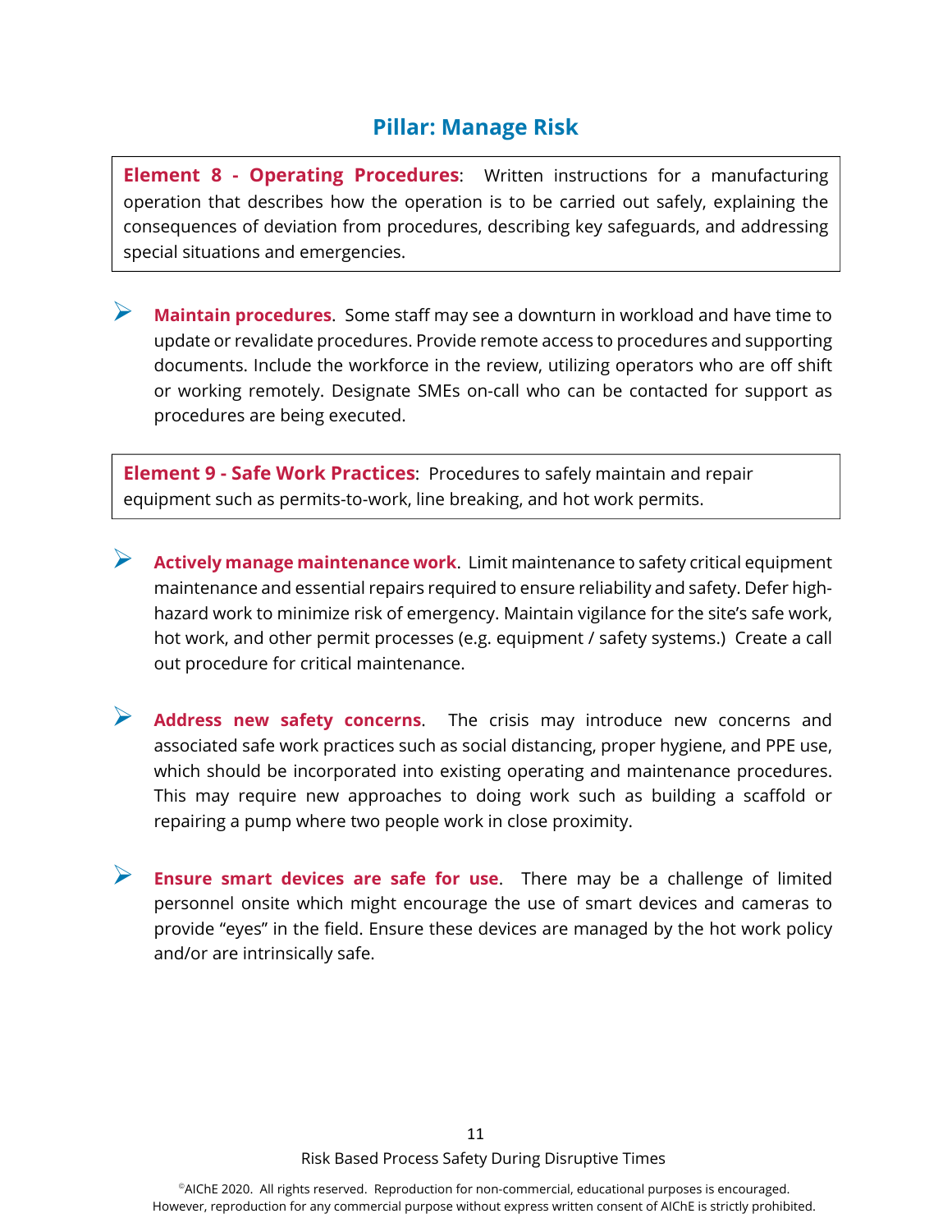## Pillar: Manage Risk

**Element 8 - Operating Procedures**: Written instructions for a manufacturing operation that describes how the operation is to be carried out safely, explaining the consequences of deviation from procedures, describing key safeguards, and addressing special situations and emergencies.

- **Maintain procedures**. Some staff may see a downturn in workload and have time to update or revalidate procedures. Provide remote access to procedures and supporting documents. Include the workforce in the review, utilizing operators who are off shift or working remotely. Designate SMEs on-call who can be contacted for support as procedures are being executed.

**Element 9 - Safe Work Practices**: Procedures to safely maintain and repair equipment such as permits-to-work, line breaking, and hot work permits.

- **Actively manage maintenance work**. Limit maintenance to safety critical equipment maintenance and essential repairs required to ensure reliability and safety. Defer high-hazard work to minimize risk of emergency. Maintain vigilance for the site's safe work, hot work, and other permit processes (e.g. equipment / safety systems.) Create a call out procedure for critical maintenance.

- **Address new safety concerns**. The crisis may introduce new concerns and associated safe work practices such as social distancing, proper hygiene, and PPE use, which should be incorporated into existing operating and maintenance procedures. This may require new approaches to doing work such as building a scaffold or repairing a pump where two people work in close proximity.

- **Ensure smart devices are safe for use**. There may be a challenge of limited personnel onsite which might encourage the use of smart devices and cameras to provide "eyes" in the field. Ensure these devices are managed by the hot work policy and/or are intrinsically safe.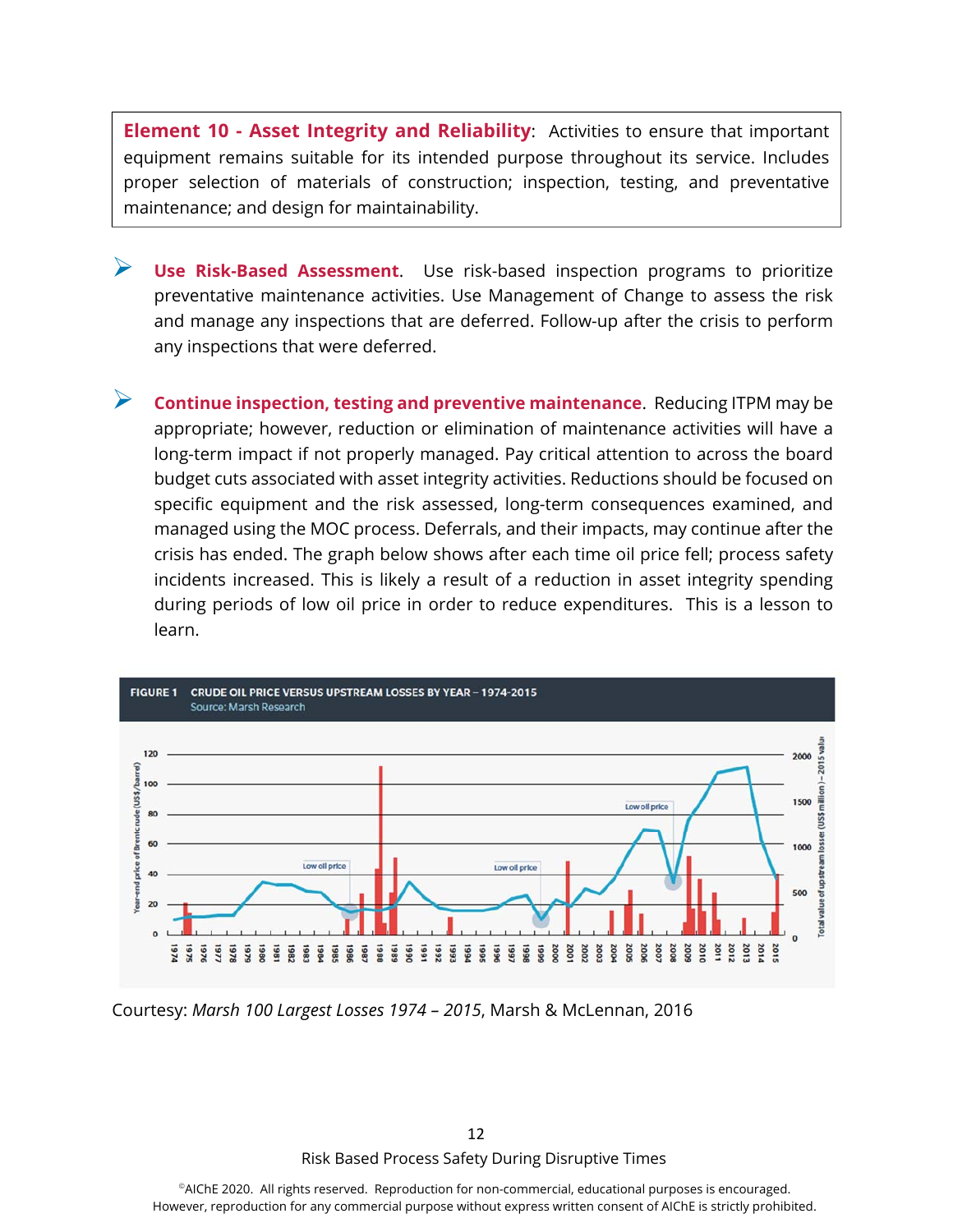**Element 10 - Asset Integrity and Reliability**: Activities to ensure that important equipment remains suitable for its intended purpose throughout its service. Includes proper selection of materials of construction; inspection, testing, and preventative maintenance; and design for maintainability.

- **Use Risk-Based Assessment**. Use risk-based inspection programs to prioritize preventative maintenance activities. Use Management of Change to assess the risk and manage any inspections that are deferred. Follow-up after the crisis to perform any inspections that were deferred.

- **Continue inspection, testing and preventive maintenance**. Reducing ITPM may be appropriate; however, reduction or elimination of maintenance activities will have a long-term impact if not properly managed. Pay critical attention to across the board budget cuts associated with asset integrity activities. Reductions should be focused on specific equipment and the risk assessed, long-term consequences examined, and managed using the MOC process. Deferrals, and their impacts, may continue after the crisis has ended. The graph below shows after each time oil price fell; process safety incidents increased. This is likely a result of a reduction in asset integrity spending during periods of low oil price in order to reduce expenditures. This is a lesson to learn.

FIGURE 1 CRUDE OIL PRICE VERSUS UPSTREAM LOSSES BY YEAR – 1974-2015
Source: Marsh Research

Courtesy: *Marsh 100 Largest Losses 1974 – 2015*, Marsh & McLennan, 2016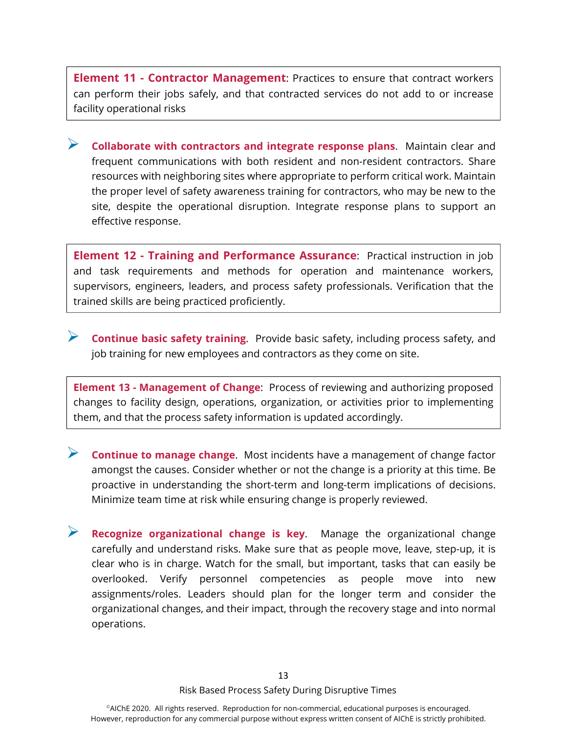**Element 11 - Contractor Management**: Practices to ensure that contract workers can perform their jobs safely, and that contracted services do not add to or increase facility operational risks

- **Collaborate with contractors and integrate response plans**. Maintain clear and frequent communications with both resident and non-resident contractors. Share resources with neighboring sites where appropriate to perform critical work. Maintain the proper level of safety awareness training for contractors, who may be new to the site, despite the operational disruption. Integrate response plans to support an effective response.

**Element 12 - Training and Performance Assurance**: Practical instruction in job and task requirements and methods for operation and maintenance workers, supervisors, engineers, leaders, and process safety professionals. Verification that the trained skills are being practiced proficiently.

- **Continue basic safety training**. Provide basic safety, including process safety, and job training for new employees and contractors as they come on site.

**Element 13 - Management of Change**: Process of reviewing and authorizing proposed changes to facility design, operations, organization, or activities prior to implementing them, and that the process safety information is updated accordingly.

- **Continue to manage change**. Most incidents have a management of change factor amongst the causes. Consider whether or not the change is a priority at this time. Be proactive in understanding the short-term and long-term implications of decisions. Minimize team time at risk while ensuring change is properly reviewed.

- **Recognize organizational change is key**. Manage the organizational change carefully and understand risks. Make sure that as people move, leave, step-up, it is clear who is in charge. Watch for the small, but important, tasks that can easily be overlooked. Verify personnel competencies as people move into new assignments/roles. Leaders should plan for the longer term and consider the organizational changes, and their impact, through the recovery stage and into normal operations.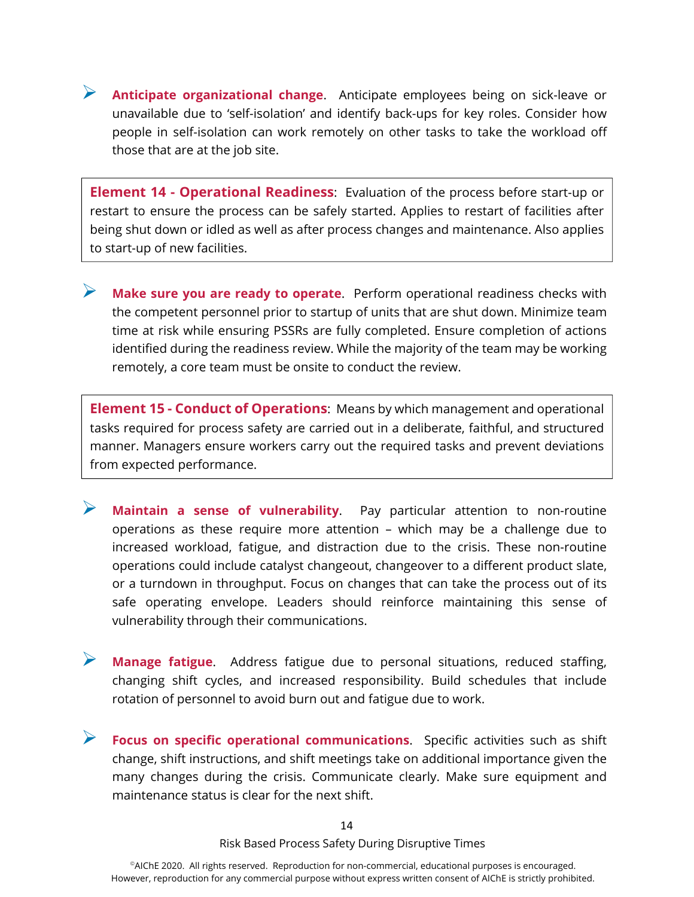- **Anticipate organizational change**. Anticipate employees being on sick-leave or unavailable due to 'self-isolation' and identify back-ups for key roles. Consider how people in self-isolation can work remotely on other tasks to take the workload off those that are at the job site.

> **Element 14 - Operational Readiness**: Evaluation of the process before start-up or restart to ensure the process can be safely started. Applies to restart of facilities after being shut down or idled as well as after process changes and maintenance. Also applies to start-up of new facilities.

- **Make sure you are ready to operate**. Perform operational readiness checks with the competent personnel prior to startup of units that are shut down. Minimize team time at risk while ensuring PSSRs are fully completed. Ensure completion of actions identified during the readiness review. While the majority of the team may be working remotely, a core team must be onsite to conduct the review.

> **Element 15 - Conduct of Operations**: Means by which management and operational tasks required for process safety are carried out in a deliberate, faithful, and structured manner. Managers ensure workers carry out the required tasks and prevent deviations from expected performance.

- **Maintain a sense of vulnerability**. Pay particular attention to non-routine operations as these require more attention – which may be a challenge due to increased workload, fatigue, and distraction due to the crisis. These non-routine operations could include catalyst changeout, changeover to a different product slate, or a turndown in throughput. Focus on changes that can take the process out of its safe operating envelope. Leaders should reinforce maintaining this sense of vulnerability through their communications.

- **Manage fatigue**. Address fatigue due to personal situations, reduced staffing, changing shift cycles, and increased responsibility. Build schedules that include rotation of personnel to avoid burn out and fatigue due to work.

- **Focus on specific operational communications**. Specific activities such as shift change, shift instructions, and shift meetings take on additional importance given the many changes during the crisis. Communicate clearly. Make sure equipment and maintenance status is clear for the next shift.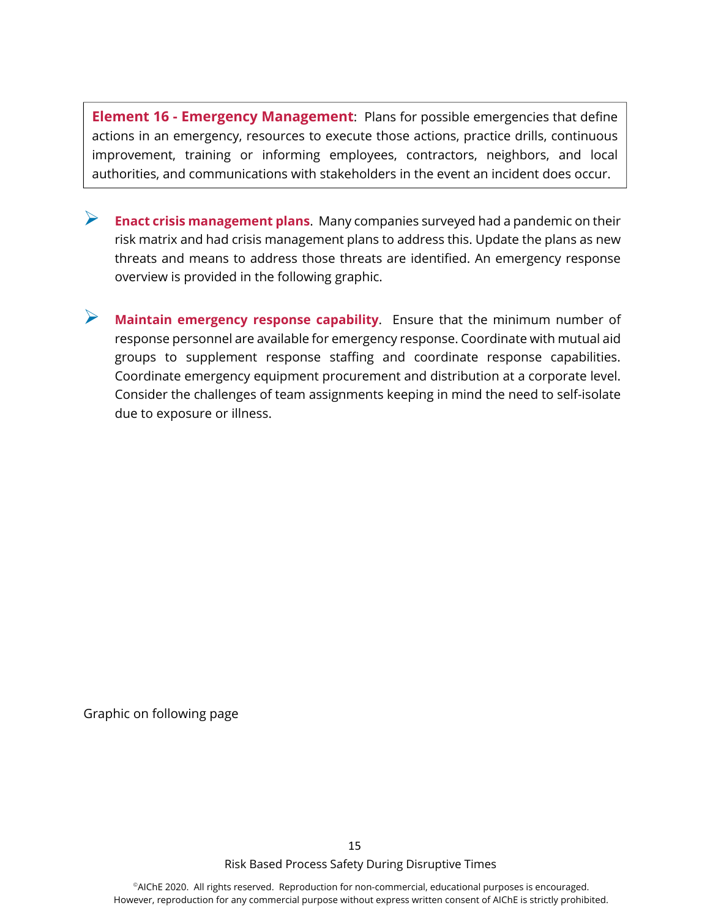**Element 16 - Emergency Management**: Plans for possible emergencies that define actions in an emergency, resources to execute those actions, practice drills, continuous improvement, training or informing employees, contractors, neighbors, and local authorities, and communications with stakeholders in the event an incident does occur.

- **Enact crisis management plans**. Many companies surveyed had a pandemic on their risk matrix and had crisis management plans to address this. Update the plans as new threats and means to address those threats are identified. An emergency response overview is provided in the following graphic.

- **Maintain emergency response capability**. Ensure that the minimum number of response personnel are available for emergency response. Coordinate with mutual aid groups to supplement response staffing and coordinate response capabilities. Coordinate emergency equipment procurement and distribution at a corporate level. Consider the challenges of team assignments keeping in mind the need to self-isolate due to exposure or illness.

Graphic on following page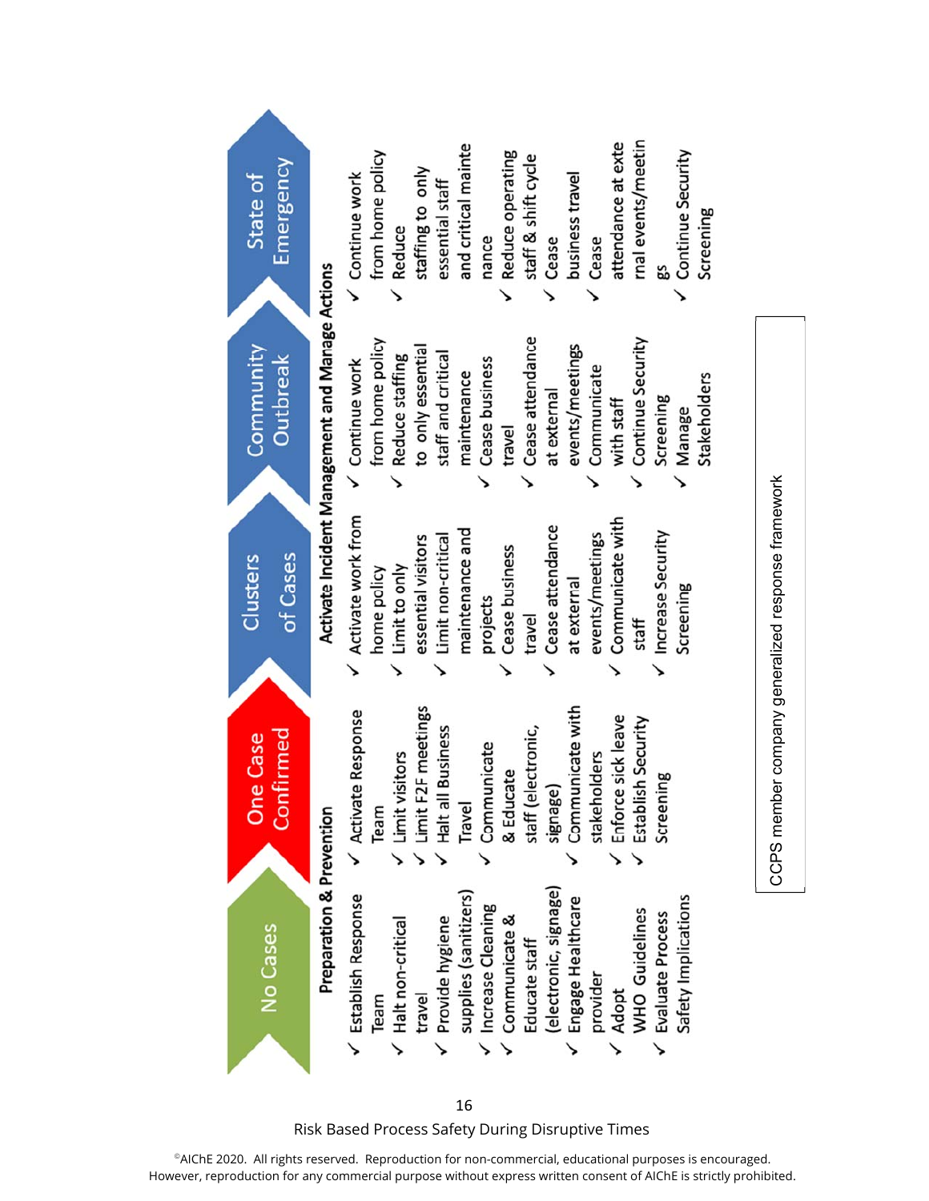| No Cases | One Case Confirmed | Clusters of Cases | Community Outbreak | State of Emergency |
|---|---|---|---|---|
| **Preparation & Prevention** | | **Activate Incident Management and Manage Actions** | | |
| ✓ Establish Response Team<br>✓ Halt non-critical travel<br>✓ Provide hygiene supplies (sanitizers)<br>✓ Increase Cleaning<br>✓ Communicate & Educate staff (electronic, signage)<br>✓ Engage Healthcare provider<br>✓ Adopt WHO Guidelines<br>✓ Evaluate Process Safety Implications | ✓ Activate Response Team<br>✓ Limit visitors<br>✓ Limit F2F meetings<br>✓ Halt all Business Travel<br>✓ Communicate & Educate staff (electronic, signage)<br>✓ Communicate with stakeholders<br>✓ Enforce sick leave<br>✓ Establish Security Screening | ✓ Activate work from home policy<br>✓ Limit to only essential visitors<br>✓ Limit non-critical maintenance and projects<br>✓ Cease business travel<br>✓ Cease attendance at external events/meetings<br>✓ Communicate with staff<br>✓ Increase Security Screening | ✓ Continue work from home policy<br>✓ Reduce staffing to only essential staff and critical maintenance<br>✓ Cease business travel<br>✓ Cease attendance at external events/meetings<br>✓ Communicate with staff<br>✓ Continue Security Screening<br>✓ Manage Stakeholders | ✓ Continue work from home policy<br>✓ Reduce staffing to only essential staff and critical maintenance<br>✓ Reduce operating staff & shift cycle<br>✓ Cease business travel<br>✓ Cease attendance at external events/meetings<br>✓ Continue Security Screening |

CCPS member company generalized response framework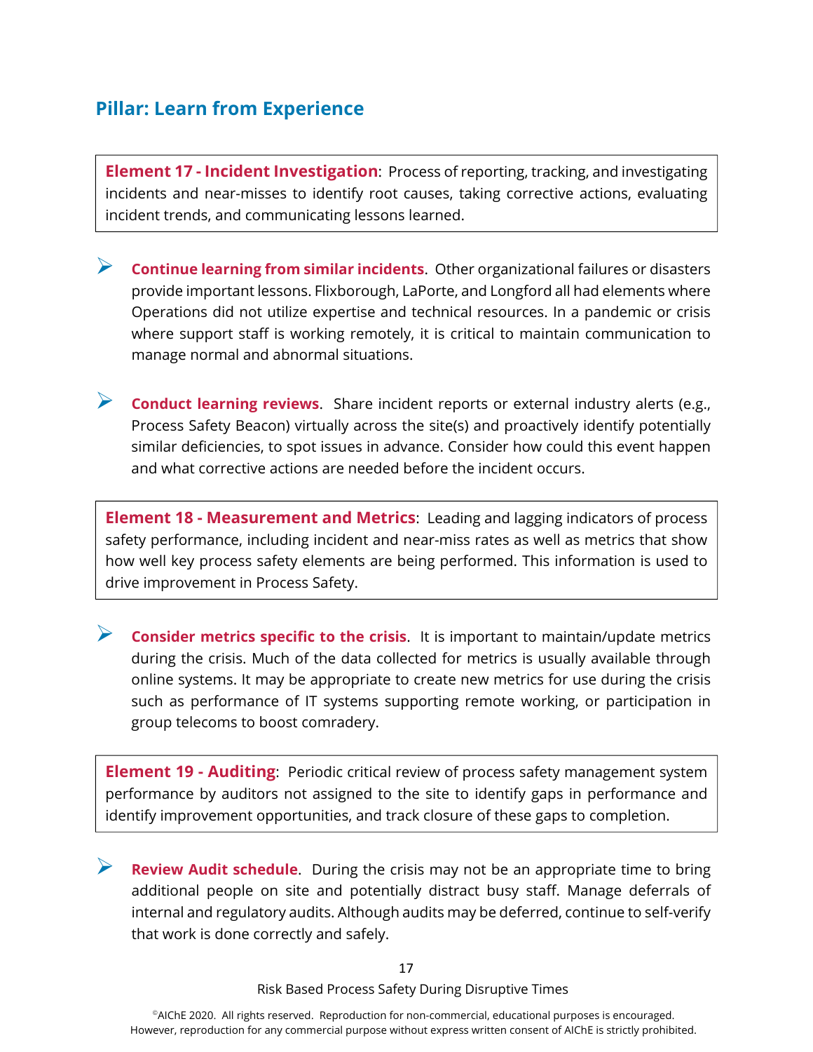## Pillar: Learn from Experience

**Element 17 - Incident Investigation**: Process of reporting, tracking, and investigating incidents and near-misses to identify root causes, taking corrective actions, evaluating incident trends, and communicating lessons learned.

- **Continue learning from similar incidents**. Other organizational failures or disasters provide important lessons. Flixborough, LaPorte, and Longford all had elements where Operations did not utilize expertise and technical resources. In a pandemic or crisis where support staff is working remotely, it is critical to maintain communication to manage normal and abnormal situations.

- **Conduct learning reviews**. Share incident reports or external industry alerts (e.g., Process Safety Beacon) virtually across the site(s) and proactively identify potentially similar deficiencies, to spot issues in advance. Consider how could this event happen and what corrective actions are needed before the incident occurs.

**Element 18 - Measurement and Metrics**: Leading and lagging indicators of process safety performance, including incident and near-miss rates as well as metrics that show how well key process safety elements are being performed. This information is used to drive improvement in Process Safety.

- **Consider metrics specific to the crisis**. It is important to maintain/update metrics during the crisis. Much of the data collected for metrics is usually available through online systems. It may be appropriate to create new metrics for use during the crisis such as performance of IT systems supporting remote working, or participation in group telecoms to boost comradery.

**Element 19 - Auditing**: Periodic critical review of process safety management system performance by auditors not assigned to the site to identify gaps in performance and identify improvement opportunities, and track closure of these gaps to completion.

- **Review Audit schedule**. During the crisis may not be an appropriate time to bring additional people on site and potentially distract busy staff. Manage deferrals of internal and regulatory audits. Although audits may be deferred, continue to self-verify that work is done correctly and safely.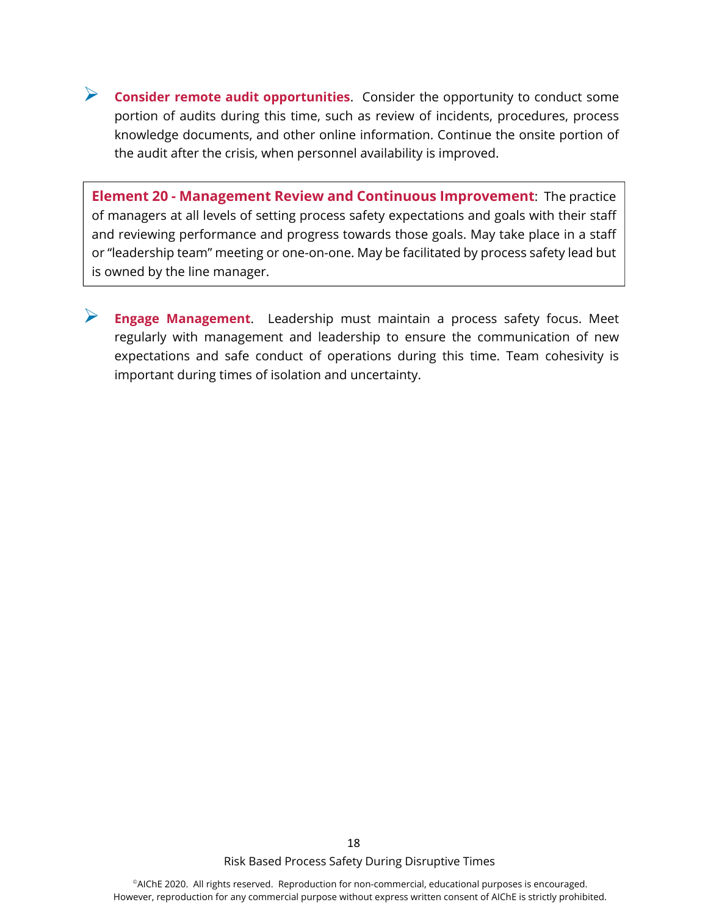- **Consider remote audit opportunities**. Consider the opportunity to conduct some portion of audits during this time, such as review of incidents, procedures, process knowledge documents, and other online information. Continue the onsite portion of the audit after the crisis, when personnel availability is improved.

> **Element 20 - Management Review and Continuous Improvement**: The practice of managers at all levels of setting process safety expectations and goals with their staff and reviewing performance and progress towards those goals. May take place in a staff or "leadership team" meeting or one-on-one. May be facilitated by process safety lead but is owned by the line manager.

- **Engage Management**. Leadership must maintain a process safety focus. Meet regularly with management and leadership to ensure the communication of new expectations and safe conduct of operations during this time. Team cohesivity is important during times of isolation and uncertainty.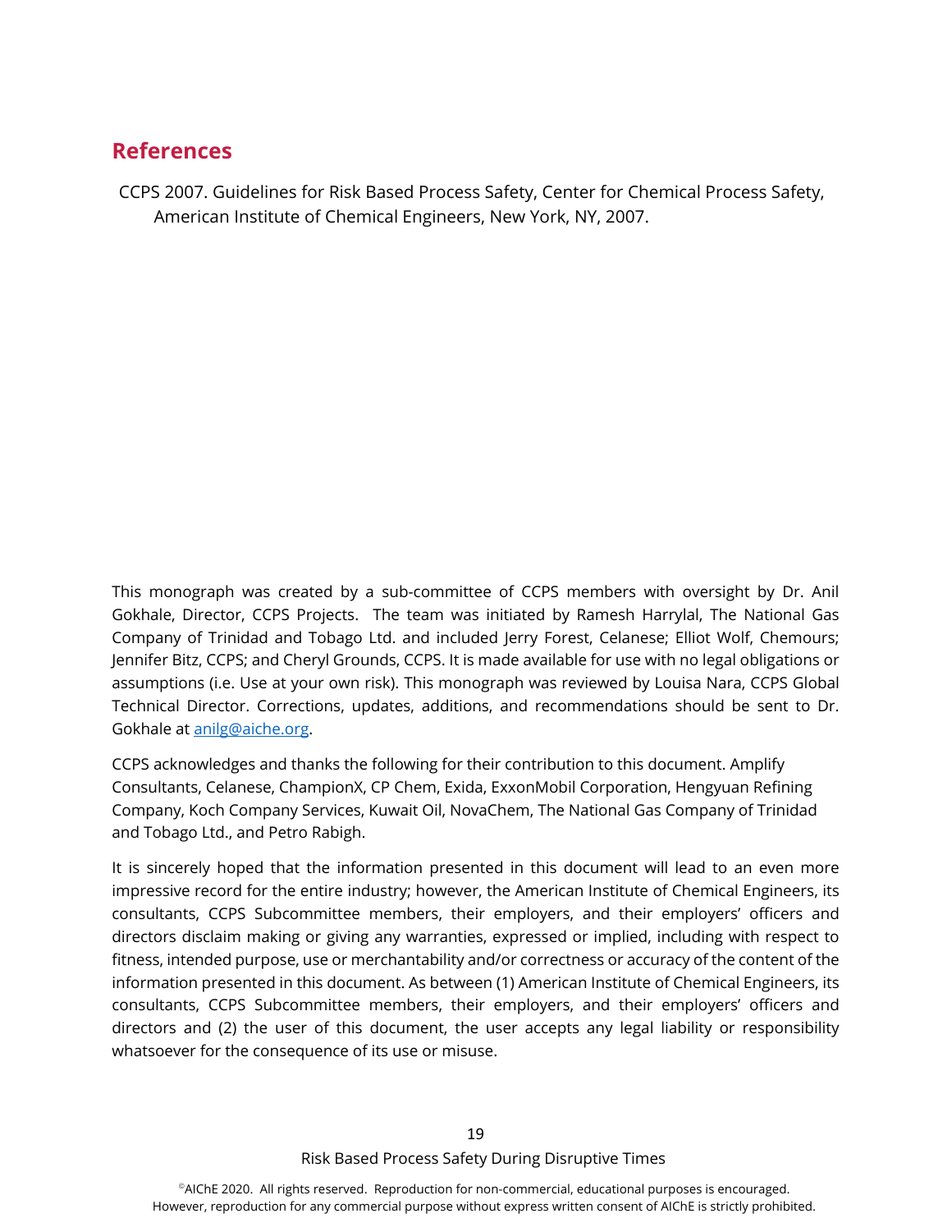## References

CCPS 2007. Guidelines for Risk Based Process Safety, Center for Chemical Process Safety, American Institute of Chemical Engineers, New York, NY, 2007.

This monograph was created by a sub-committee of CCPS members with oversight by Dr. Anil Gokhale, Director, CCPS Projects. The team was initiated by Ramesh Harrylal, The National Gas Company of Trinidad and Tobago Ltd. and included Jerry Forest, Celanese; Elliot Wolf, Chemours; Jennifer Bitz, CCPS; and Cheryl Grounds, CCPS. It is made available for use with no legal obligations or assumptions (i.e. Use at your own risk). This monograph was reviewed by Louisa Nara, CCPS Global Technical Director. Corrections, updates, additions, and recommendations should be sent to Dr. Gokhale at anilg@aiche.org.

CCPS acknowledges and thanks the following for their contribution to this document. Amplify Consultants, Celanese, ChampionX, CP Chem, Exida, ExxonMobil Corporation, Hengyuan Refining Company, Koch Company Services, Kuwait Oil, NovaChem, The National Gas Company of Trinidad and Tobago Ltd., and Petro Rabigh.

It is sincerely hoped that the information presented in this document will lead to an even more impressive record for the entire industry; however, the American Institute of Chemical Engineers, its consultants, CCPS Subcommittee members, their employers, and their employers' officers and directors disclaim making or giving any warranties, expressed or implied, including with respect to fitness, intended purpose, use or merchantability and/or correctness or accuracy of the content of the information presented in this document. As between (1) American Institute of Chemical Engineers, its consultants, CCPS Subcommittee members, their employers, and their employers' officers and directors and (2) the user of this document, the user accepts any legal liability or responsibility whatsoever for the consequence of its use or misuse.

©AIChE 2020. All rights reserved. Reproduction for non-commercial, educational purposes is encouraged. However, reproduction for any commercial purpose without express written consent of AIChE is strictly prohibited.